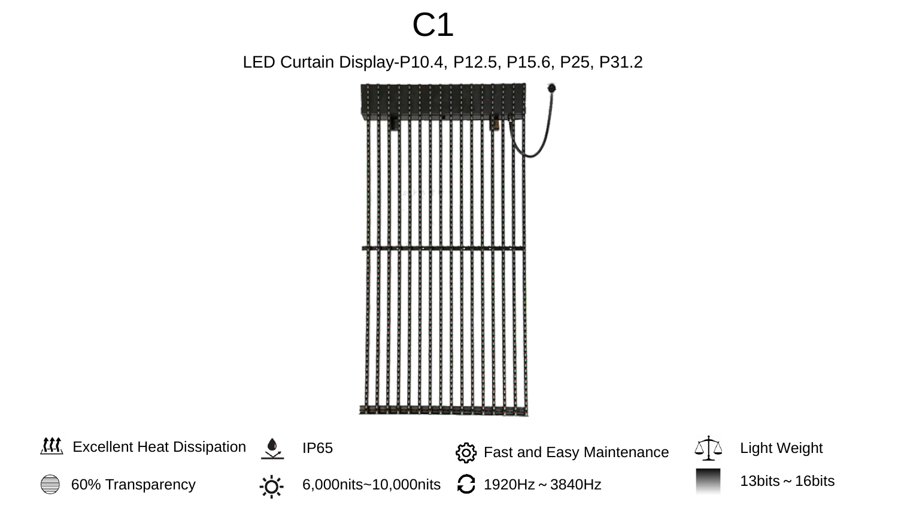# C1

LED Curtain Display-P10.4, P12.5, P15.6, P25, P31.2

- Excellent Heat Dissipation
- IP65
- Fast and Easy Maintenance
- Light Weight
- 60% Transparency
- 6,000nits~10,000nits
- 1920Hz～3840Hz
- 13bits～16bits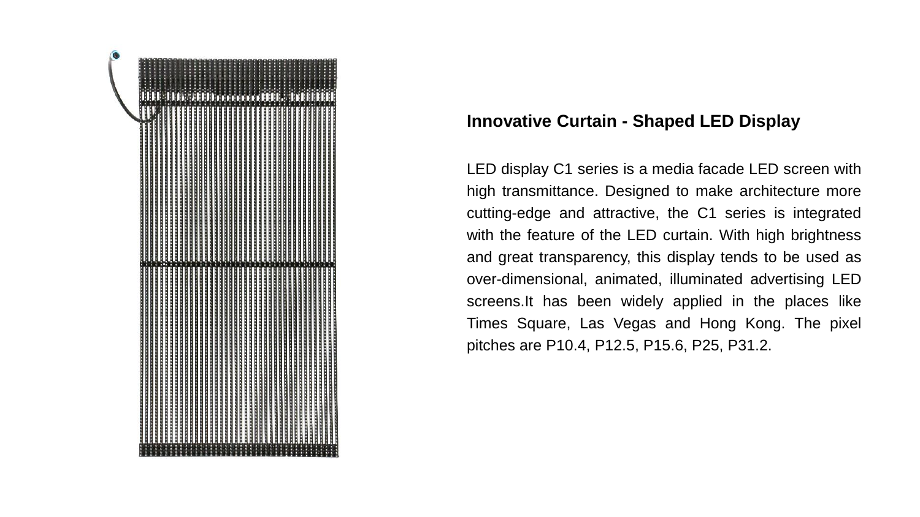## Innovative Curtain - Shaped LED Display

LED display C1 series is a media facade LED screen with high transmittance. Designed to make architecture more cutting-edge and attractive, the C1 series is integrated with the feature of the LED curtain. With high brightness and great transparency, this display tends to be used as over-dimensional, animated, illuminated advertising LED screens.It has been widely applied in the places like Times Square, Las Vegas and Hong Kong. The pixel pitches are P10.4, P12.5, P15.6, P25, P31.2.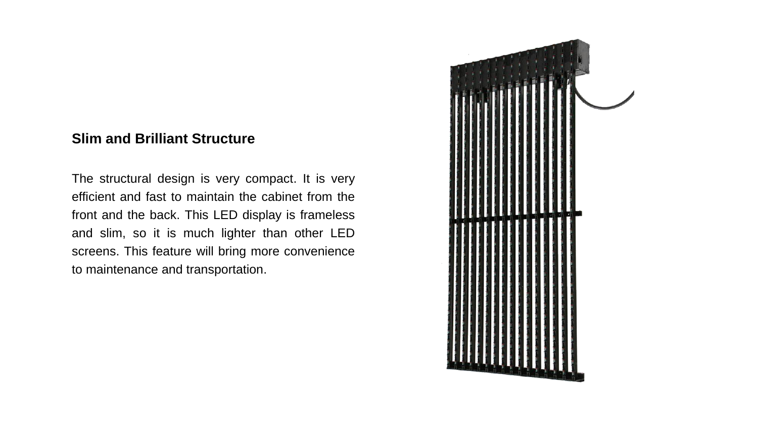### Slim and Brilliant Structure

The structural design is very compact. It is very efficient and fast to maintain the cabinet from the front and the back. This LED display is frameless and slim, so it is much lighter than other LED screens. This feature will bring more convenience to maintenance and transportation.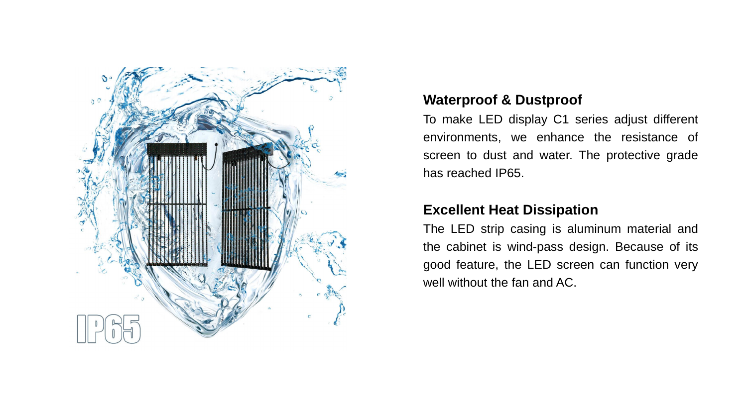## Waterproof & Dustproof

To make LED display C1 series adjust different environments, we enhance the resistance of screen to dust and water. The protective grade has reached IP65.

## Excellent Heat Dissipation

The LED strip casing is aluminum material and the cabinet is wind-pass design. Because of its good feature, the LED screen can function very well without the fan and AC.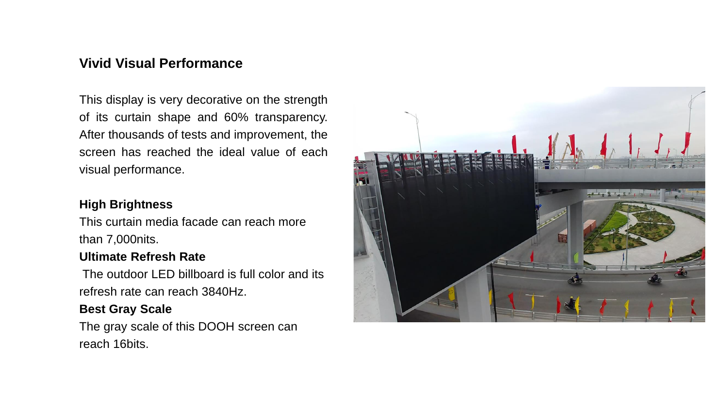## Vivid Visual Performance

This display is very decorative on the strength of its curtain shape and 60% transparency. After thousands of tests and improvement, the screen has reached the ideal value of each visual performance.

**High Brightness**

This curtain media facade can reach more than 7,000nits.

**Ultimate Refresh Rate**

The outdoor LED billboard is full color and its refresh rate can reach 3840Hz.

**Best Gray Scale**

The gray scale of this DOOH screen can reach 16bits.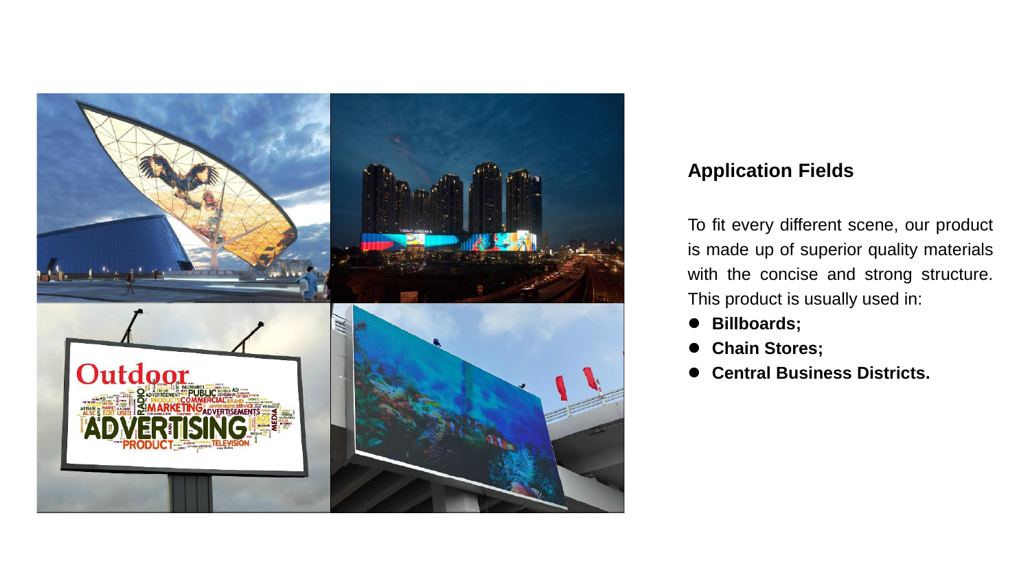## Application Fields

To fit every different scene, our product is made up of superior quality materials with the concise and strong structure. This product is usually used in:

- **Billboards;**
- **Chain Stores;**
- **Central Business Districts.**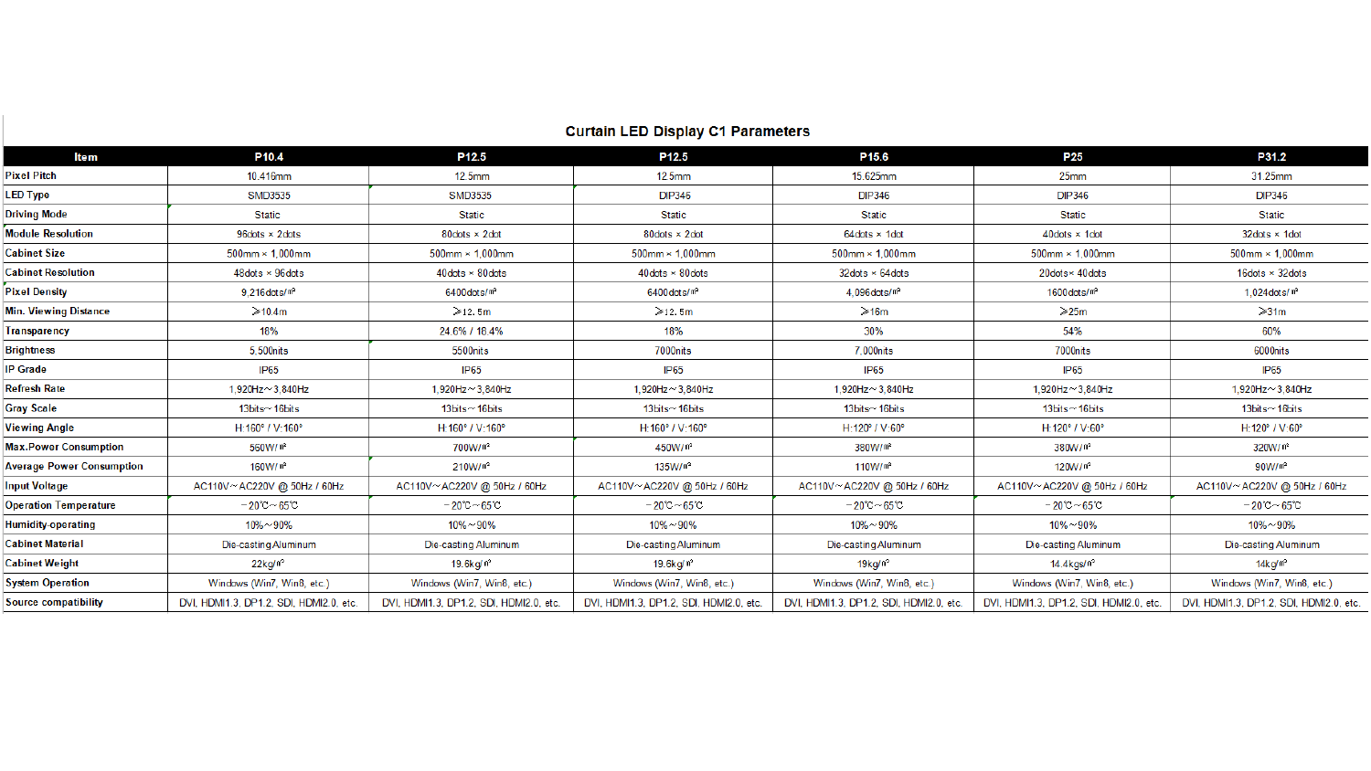## Curtain LED Display C1 Parameters

| Item | P10.4 | P12.5 | P12.5 | P15.6 | P25 | P31.2 |
|---|---|---|---|---|---|---|
| Pixel Pitch | 10.416mm | 12.5mm | 12.5mm | 15.625mm | 25mm | 31.25mm |
| LED Type | SMD3535 | SMD3535 | DIP346 | DIP346 | DIP346 | DIP346 |
| Driving Mode | Static | Static | Static | Static | Static | Static |
| Module Resolution | 96dots × 2dots | 80dots × 2dot | 80dots × 2dot | 64dots × 1dot | 40dots × 1dot | 32dots × 1dot |
| Cabinet Size | 500mm × 1,000mm | 500mm × 1,000mm | 500mm × 1,000mm | 500mm × 1,000mm | 500mm × 1,000mm | 500mm × 1,000mm |
| Cabinet Resolution | 48dots × 96dots | 40dots × 80dots | 40dots × 80dots | 32dots × 64dots | 20dots× 40dots | 16dots × 32dots |
| Pixel Density | 9,216dots/㎡ | 6400dots/㎡ | 6400dots/㎡ | 4,096dots/㎡ | 1600dots/㎡ | 1,024dots/㎡ |
| Min. Viewing Distance | ≥10.4m | ≥12.5m | ≥12.5m | ≥16m | ≥25m | ≥31m |
| Transparency | 18% | 24.6% / 18.4% | 18% | 30% | 54% | 60% |
| Brightness | 5,500nits | 5500nits | 7000nits | 7,000nits | 7000nits | 6000nits |
| IP Grade | IP65 | IP65 | IP65 | IP65 | IP65 | IP65 |
| Refresh Rate | 1,920Hz～3,840Hz | 1,920Hz～3,840Hz | 1,920Hz～3,840Hz | 1,920Hz～3,840Hz | 1,920Hz～3,840Hz | 1,920Hz～3,840Hz |
| Gray Scale | 13bits～16bits | 13bits～16bits | 13bits～16bits | 13bits～16bits | 13bits～16bits | 13bits～16bits |
| Viewing Angle | H:160° / V:160° | H:160° / V:160° | H:160° / V:160° | H:120° / V:60° | H:120° / V:60° | H:120° / V:60° |
| Max.Power Consumption | 560W/㎡ | 700W/㎡ | 450W/㎡ | 380W/㎡ | 380W/㎡ | 320W/㎡ |
| Average Power Consumption | 160W/㎡ | 210W/㎡ | 135W/㎡ | 110W/㎡ | 120W/㎡ | 90W/㎡ |
| Input Voltage | AC110V～AC220V @ 50Hz / 60Hz | AC110V～AC220V @ 50Hz / 60Hz | AC110V～AC220V @ 50Hz / 60Hz | AC110V～AC220V @ 50Hz / 60Hz | AC110V～AC220V @ 50Hz / 60Hz | AC110V～AC220V @ 50Hz / 60Hz |
| Operation Temperature | －20℃～65℃ | －20℃～65℃ | －20℃～65℃ | －20℃～65℃ | －20℃～65℃ | －20℃～65℃ |
| Humidity-operating | 10%～90% | 10%～90% | 10%～90% | 10%～90% | 10%～90% | 10%～90% |
| Cabinet Material | Die-casting Aluminum | Die-casting Aluminum | Die-casting Aluminum | Die-casting Aluminum | Die-casting Aluminum | Die-casting Aluminum |
| Cabinet Weight | 22kg/㎡ | 19.6kg/㎡ | 19.6kg/㎡ | 19kg/㎡ | 14.4kgs/㎡ | 14kg/㎡ |
| System Operation | Windows (Win7, Win8, etc.) | Windows (Win7, Win8, etc.) | Windows (Win7, Win8, etc.) | Windows (Win7, Win8, etc.) | Windows (Win7, Win8, etc.) | Windows (Win7, Win8, etc.) |
| Source compatibility | DVI, HDMI1.3, DP1.2, SDI, HDMI2.0, etc. | DVI, HDMI1.3, DP1.2, SDI, HDMI2.0, etc. | DVI, HDMI1.3, DP1.2, SDI, HDMI2.0, etc. | DVI, HDMI1.3, DP1.2, SDI, HDMI2.0, etc. | DVI, HDMI1.3, DP1.2, SDI, HDMI2.0, etc. | DVI, HDMI1.3, DP1.2, SDI, HDMI2.0, etc. |